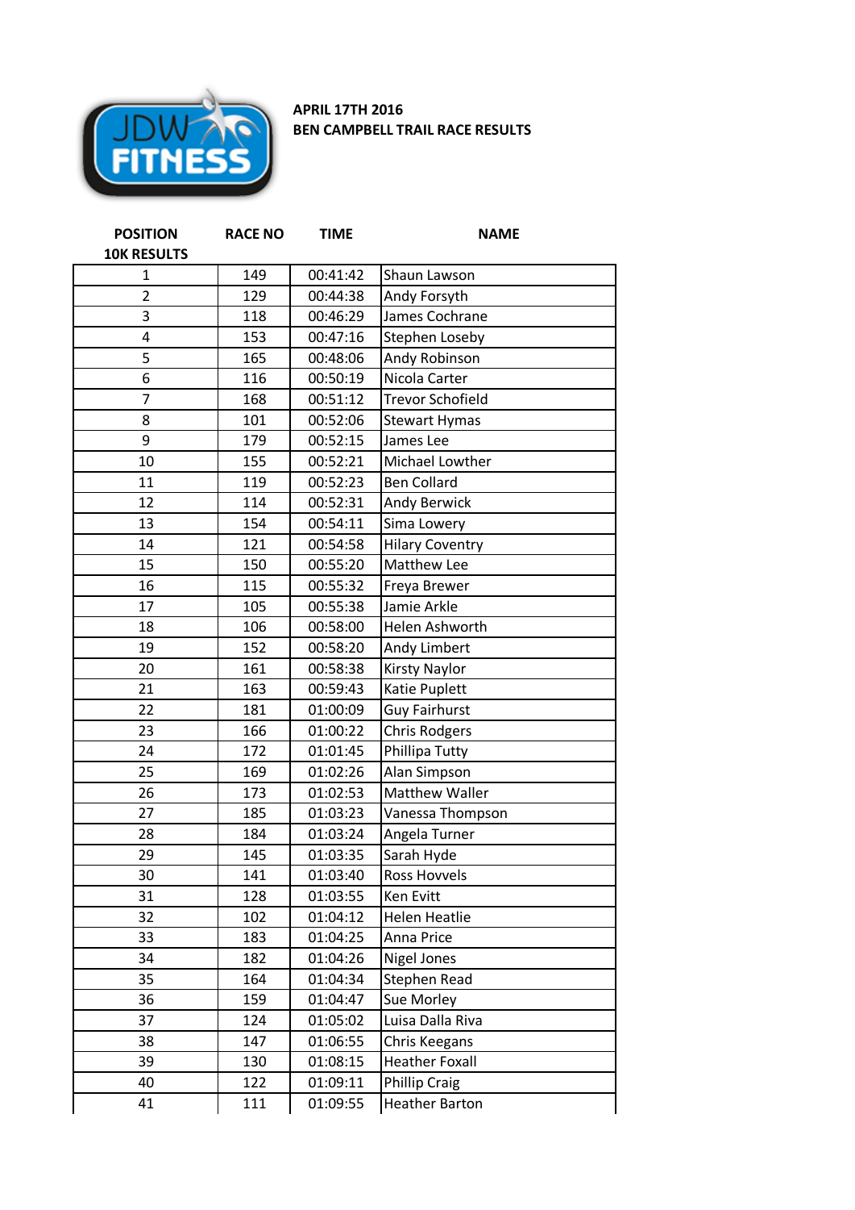**APRIL 17TH 2016**
**BEN CAMPBELL TRAIL RACE RESULTS**

| POSITION<br>10K RESULTS | RACE NO | TIME | NAME |
|---|---|---|---|
| 1 | 149 | 00:41:42 | Shaun Lawson |
| 2 | 129 | 00:44:38 | Andy Forsyth |
| 3 | 118 | 00:46:29 | James Cochrane |
| 4 | 153 | 00:47:16 | Stephen Loseby |
| 5 | 165 | 00:48:06 | Andy Robinson |
| 6 | 116 | 00:50:19 | Nicola Carter |
| 7 | 168 | 00:51:12 | Trevor Schofield |
| 8 | 101 | 00:52:06 | Stewart Hymas |
| 9 | 179 | 00:52:15 | James Lee |
| 10 | 155 | 00:52:21 | Michael Lowther |
| 11 | 119 | 00:52:23 | Ben Collard |
| 12 | 114 | 00:52:31 | Andy Berwick |
| 13 | 154 | 00:54:11 | Sima Lowery |
| 14 | 121 | 00:54:58 | Hilary Coventry |
| 15 | 150 | 00:55:20 | Matthew Lee |
| 16 | 115 | 00:55:32 | Freya Brewer |
| 17 | 105 | 00:55:38 | Jamie Arkle |
| 18 | 106 | 00:58:00 | Helen Ashworth |
| 19 | 152 | 00:58:20 | Andy Limbert |
| 20 | 161 | 00:58:38 | Kirsty Naylor |
| 21 | 163 | 00:59:43 | Katie Puplett |
| 22 | 181 | 01:00:09 | Guy Fairhurst |
| 23 | 166 | 01:00:22 | Chris Rodgers |
| 24 | 172 | 01:01:45 | Phillipa Tutty |
| 25 | 169 | 01:02:26 | Alan Simpson |
| 26 | 173 | 01:02:53 | Matthew Waller |
| 27 | 185 | 01:03:23 | Vanessa Thompson |
| 28 | 184 | 01:03:24 | Angela Turner |
| 29 | 145 | 01:03:35 | Sarah Hyde |
| 30 | 141 | 01:03:40 | Ross Hovvels |
| 31 | 128 | 01:03:55 | Ken Evitt |
| 32 | 102 | 01:04:12 | Helen Heatlie |
| 33 | 183 | 01:04:25 | Anna Price |
| 34 | 182 | 01:04:26 | Nigel Jones |
| 35 | 164 | 01:04:34 | Stephen Read |
| 36 | 159 | 01:04:47 | Sue Morley |
| 37 | 124 | 01:05:02 | Luisa Dalla Riva |
| 38 | 147 | 01:06:55 | Chris Keegans |
| 39 | 130 | 01:08:15 | Heather Foxall |
| 40 | 122 | 01:09:11 | Phillip Craig |
| 41 | 111 | 01:09:55 | Heather Barton |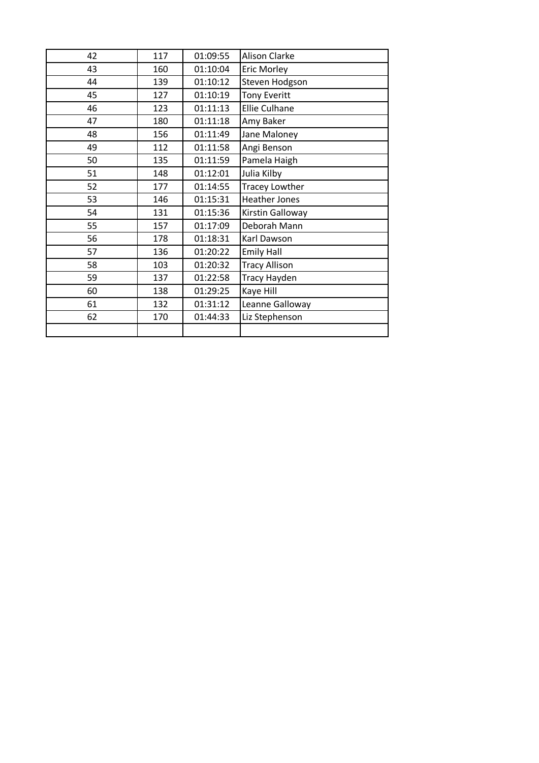| | | | |
|---|---|---|---|
| 42 | 117 | 01:09:55 | Alison Clarke |
| 43 | 160 | 01:10:04 | Eric Morley |
| 44 | 139 | 01:10:12 | Steven Hodgson |
| 45 | 127 | 01:10:19 | Tony Everitt |
| 46 | 123 | 01:11:13 | Ellie Culhane |
| 47 | 180 | 01:11:18 | Amy Baker |
| 48 | 156 | 01:11:49 | Jane Maloney |
| 49 | 112 | 01:11:58 | Angi Benson |
| 50 | 135 | 01:11:59 | Pamela Haigh |
| 51 | 148 | 01:12:01 | Julia Kilby |
| 52 | 177 | 01:14:55 | Tracey Lowther |
| 53 | 146 | 01:15:31 | Heather Jones |
| 54 | 131 | 01:15:36 | Kirstin Galloway |
| 55 | 157 | 01:17:09 | Deborah Mann |
| 56 | 178 | 01:18:31 | Karl Dawson |
| 57 | 136 | 01:20:22 | Emily Hall |
| 58 | 103 | 01:20:32 | Tracy Allison |
| 59 | 137 | 01:22:58 | Tracy Hayden |
| 60 | 138 | 01:29:25 | Kaye Hill |
| 61 | 132 | 01:31:12 | Leanne Galloway |
| 62 | 170 | 01:44:33 | Liz Stephenson |
| | | | |